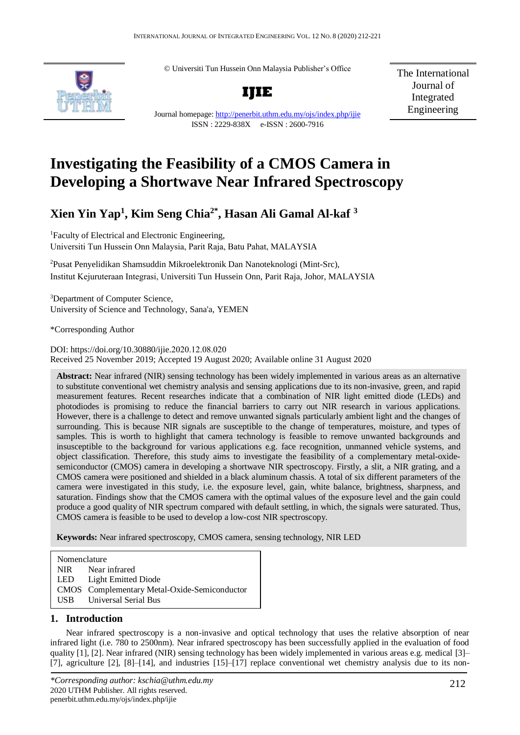© Universiti Tun Hussein Onn Malaysia Publisher's Office

**IJIE**

Journal homepage: http://penerbit.uthm.edu.my/ojs/index.php/ijie

ISSN : 2229-838X e-ISSN : 2600-7916

The International Journal of Integrated Engineering

# Investigating the Feasibility of a CMOS Camera in Developing a Shortwave Near Infrared Spectroscopy

## Xien Yin Yap[1], Kim Seng Chia[2*], Hasan Ali Gamal Al-kaf [3]

[1]Faculty of Electrical and Electronic Engineering,
Universiti Tun Hussein Onn Malaysia, Parit Raja, Batu Pahat, MALAYSIA

[2]Pusat Penyelidikan Shamsuddin Mikroelektronik Dan Nanoteknologi (Mint-Src),
Institut Kejuruteraan Integrasi, Universiti Tun Hussein Onn, Parit Raja, Johor, MALAYSIA

[3]Department of Computer Science,
University of Science and Technology, Sana'a, YEMEN

*Corresponding Author

DOI: https://doi.org/10.30880/ijie.2020.12.08.020
Received 25 November 2019; Accepted 19 August 2020; Available online 31 August 2020

**Abstract:** Near infrared (NIR) sensing technology has been widely implemented in various areas as an alternative to substitute conventional wet chemistry analysis and sensing applications due to its non-invasive, green, and rapid measurement features. Recent researches indicate that a combination of NIR light emitted diode (LEDs) and photodiodes is promising to reduce the financial barriers to carry out NIR research in various applications. However, there is a challenge to detect and remove unwanted signals particularly ambient light and the changes of surrounding. This is because NIR signals are susceptible to the change of temperatures, moisture, and types of samples. This is worth to highlight that camera technology is feasible to remove unwanted backgrounds and insusceptible to the background for various applications e.g. face recognition, unmanned vehicle systems, and object classification. Therefore, this study aims to investigate the feasibility of a complementary metal-oxide-semiconductor (CMOS) camera in developing a shortwave NIR spectroscopy. Firstly, a slit, a NIR grating, and a CMOS camera were positioned and shielded in a black aluminum chassis. A total of six different parameters of the camera were investigated in this study, i.e. the exposure level, gain, white balance, brightness, sharpness, and saturation. Findings show that the CMOS camera with the optimal values of the exposure level and the gain could produce a good quality of NIR spectrum compared with default settling, in which, the signals were saturated. Thus, CMOS camera is feasible to be used to develop a low-cost NIR spectroscopy.

**Keywords:** Near infrared spectroscopy, CMOS camera, sensing technology, NIR LED

| Nomenclature | |
|---|---|
| NIR | Near infrared |
| LED | Light Emitted Diode |
| CMOS | Complementary Metal-Oxide-Semiconductor |
| USB | Universal Serial Bus |

## 1. Introduction

Near infrared spectroscopy is a non-invasive and optical technology that uses the relative absorption of near infrared light (i.e. 780 to 2500nm). Near infrared spectroscopy has been successfully applied in the evaluation of food quality [1], [2]. Near infrared (NIR) sensing technology has been widely implemented in various areas e.g. medical [3]–[7], agriculture [2], [8]–[14], and industries [15]–[17] replace conventional wet chemistry analysis due to its non-

*\*Corresponding author: kschia@uthm.edu.my*
2020 UTHM Publisher. All rights reserved.
penerbit.uthm.edu.my/ojs/index.php/ijie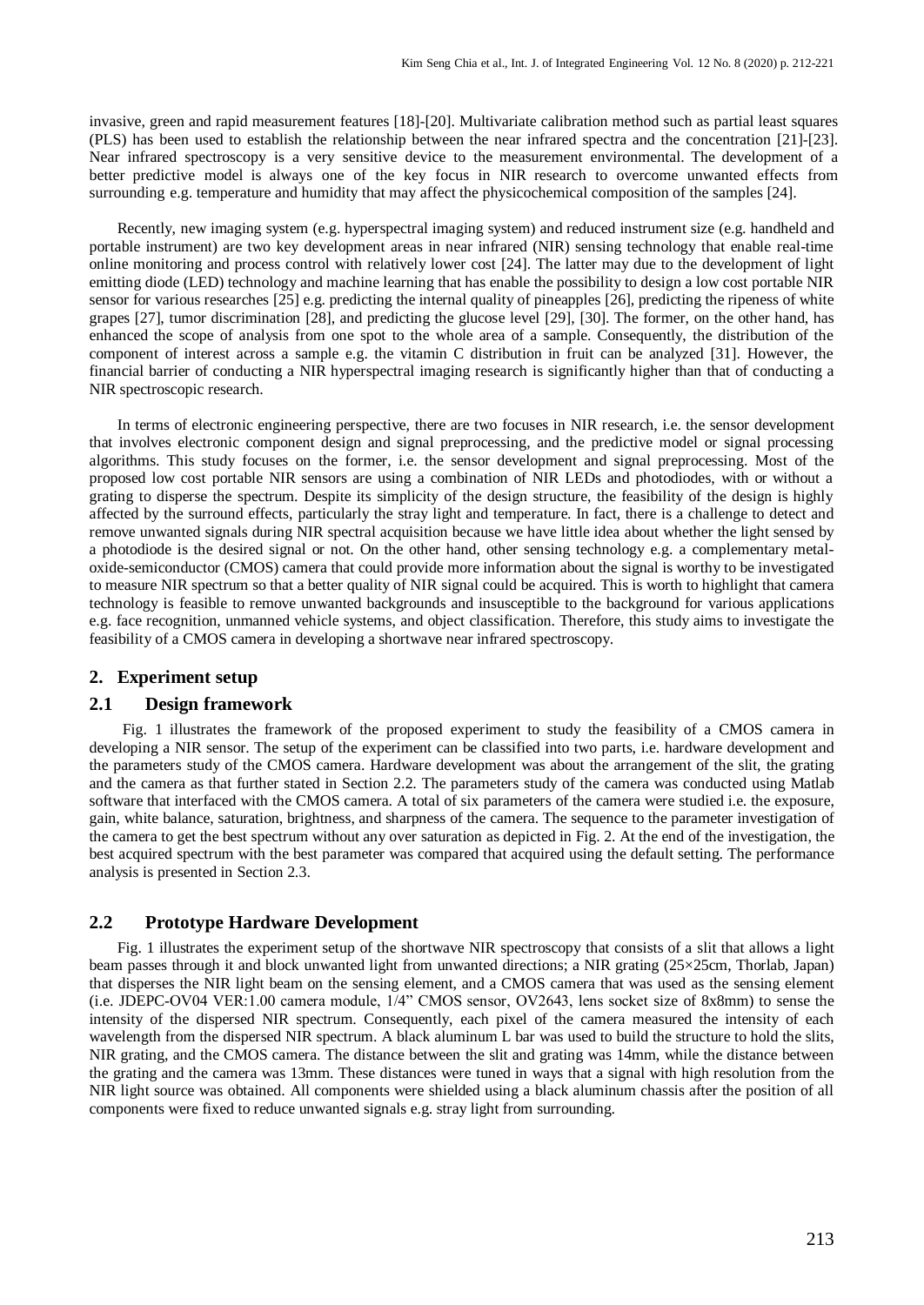invasive, green and rapid measurement features [18]-[20]. Multivariate calibration method such as partial least squares (PLS) has been used to establish the relationship between the near infrared spectra and the concentration [21]-[23]. Near infrared spectroscopy is a very sensitive device to the measurement environmental. The development of a better predictive model is always one of the key focus in NIR research to overcome unwanted effects from surrounding e.g. temperature and humidity that may affect the physicochemical composition of the samples [24].

Recently, new imaging system (e.g. hyperspectral imaging system) and reduced instrument size (e.g. handheld and portable instrument) are two key development areas in near infrared (NIR) sensing technology that enable real-time online monitoring and process control with relatively lower cost [24]. The latter may due to the development of light emitting diode (LED) technology and machine learning that has enable the possibility to design a low cost portable NIR sensor for various researches [25] e.g. predicting the internal quality of pineapples [26], predicting the ripeness of white grapes [27], tumor discrimination [28], and predicting the glucose level [29], [30]. The former, on the other hand, has enhanced the scope of analysis from one spot to the whole area of a sample. Consequently, the distribution of the component of interest across a sample e.g. the vitamin C distribution in fruit can be analyzed [31]. However, the financial barrier of conducting a NIR hyperspectral imaging research is significantly higher than that of conducting a NIR spectroscopic research.

In terms of electronic engineering perspective, there are two focuses in NIR research, i.e. the sensor development that involves electronic component design and signal preprocessing, and the predictive model or signal processing algorithms. This study focuses on the former, i.e. the sensor development and signal preprocessing. Most of the proposed low cost portable NIR sensors are using a combination of NIR LEDs and photodiodes, with or without a grating to disperse the spectrum. Despite its simplicity of the design structure, the feasibility of the design is highly affected by the surround effects, particularly the stray light and temperature. In fact, there is a challenge to detect and remove unwanted signals during NIR spectral acquisition because we have little idea about whether the light sensed by a photodiode is the desired signal or not. On the other hand, other sensing technology e.g. a complementary metal-oxide-semiconductor (CMOS) camera that could provide more information about the signal is worthy to be investigated to measure NIR spectrum so that a better quality of NIR signal could be acquired. This is worth to highlight that camera technology is feasible to remove unwanted backgrounds and insusceptible to the background for various applications e.g. face recognition, unmanned vehicle systems, and object classification. Therefore, this study aims to investigate the feasibility of a CMOS camera in developing a shortwave near infrared spectroscopy.

## 2. Experiment setup

### 2.1 Design framework

Fig. 1 illustrates the framework of the proposed experiment to study the feasibility of a CMOS camera in developing a NIR sensor. The setup of the experiment can be classified into two parts, i.e. hardware development and the parameters study of the CMOS camera. Hardware development was about the arrangement of the slit, the grating and the camera as that further stated in Section 2.2. The parameters study of the camera was conducted using Matlab software that interfaced with the CMOS camera. A total of six parameters of the camera were studied i.e. the exposure, gain, white balance, saturation, brightness, and sharpness of the camera. The sequence to the parameter investigation of the camera to get the best spectrum without any over saturation as depicted in Fig. 2. At the end of the investigation, the best acquired spectrum with the best parameter was compared that acquired using the default setting. The performance analysis is presented in Section 2.3.

### 2.2 Prototype Hardware Development

Fig. 1 illustrates the experiment setup of the shortwave NIR spectroscopy that consists of a slit that allows a light beam passes through it and block unwanted light from unwanted directions; a NIR grating (25×25cm, Thorlab, Japan) that disperses the NIR light beam on the sensing element, and a CMOS camera that was used as the sensing element (i.e. JDEPC-OV04 VER:1.00 camera module, 1/4" CMOS sensor, OV2643, lens socket size of 8x8mm) to sense the intensity of the dispersed NIR spectrum. Consequently, each pixel of the camera measured the intensity of each wavelength from the dispersed NIR spectrum. A black aluminum L bar was used to build the structure to hold the slits, NIR grating, and the CMOS camera. The distance between the slit and grating was 14mm, while the distance between the grating and the camera was 13mm. These distances were tuned in ways that a signal with high resolution from the NIR light source was obtained. All components were shielded using a black aluminum chassis after the position of all components were fixed to reduce unwanted signals e.g. stray light from surrounding.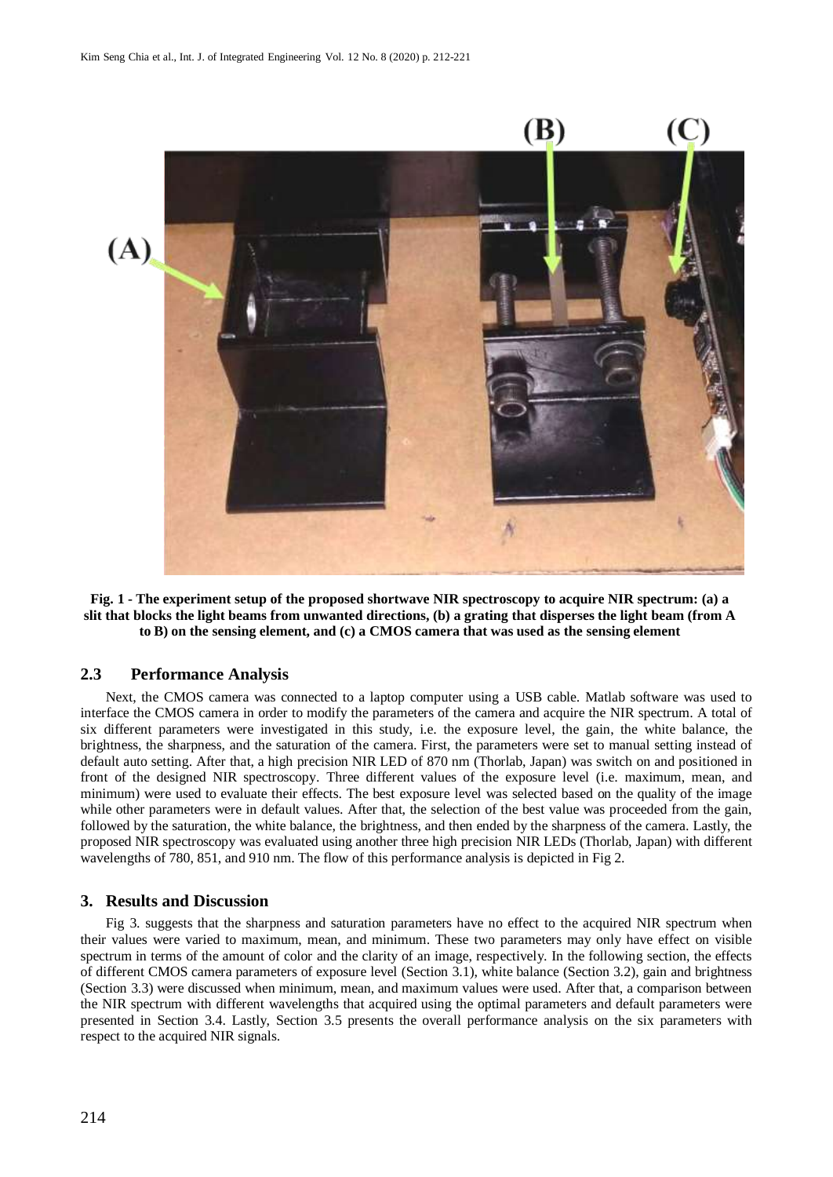**Fig. 1 - The experiment setup of the proposed shortwave NIR spectroscopy to acquire NIR spectrum: (a) a slit that blocks the light beams from unwanted directions, (b) a grating that disperses the light beam (from A to B) on the sensing element, and (c) a CMOS camera that was used as the sensing element**

### 2.3 Performance Analysis

Next, the CMOS camera was connected to a laptop computer using a USB cable. Matlab software was used to interface the CMOS camera in order to modify the parameters of the camera and acquire the NIR spectrum. A total of six different parameters were investigated in this study, i.e. the exposure level, the gain, the white balance, the brightness, the sharpness, and the saturation of the camera. First, the parameters were set to manual setting instead of default auto setting. After that, a high precision NIR LED of 870 nm (Thorlab, Japan) was switch on and positioned in front of the designed NIR spectroscopy. Three different values of the exposure level (i.e. maximum, mean, and minimum) were used to evaluate their effects. The best exposure level was selected based on the quality of the image while other parameters were in default values. After that, the selection of the best value was proceeded from the gain, followed by the saturation, the white balance, the brightness, and then ended by the sharpness of the camera. Lastly, the proposed NIR spectroscopy was evaluated using another three high precision NIR LEDs (Thorlab, Japan) with different wavelengths of 780, 851, and 910 nm. The flow of this performance analysis is depicted in Fig 2.

## 3. Results and Discussion

Fig 3. suggests that the sharpness and saturation parameters have no effect to the acquired NIR spectrum when their values were varied to maximum, mean, and minimum. These two parameters may only have effect on visible spectrum in terms of the amount of color and the clarity of an image, respectively. In the following section, the effects of different CMOS camera parameters of exposure level (Section 3.1), white balance (Section 3.2), gain and brightness (Section 3.3) were discussed when minimum, mean, and maximum values were used. After that, a comparison between the NIR spectrum with different wavelengths that acquired using the optimal parameters and default parameters were presented in Section 3.4. Lastly, Section 3.5 presents the overall performance analysis on the six parameters with respect to the acquired NIR signals.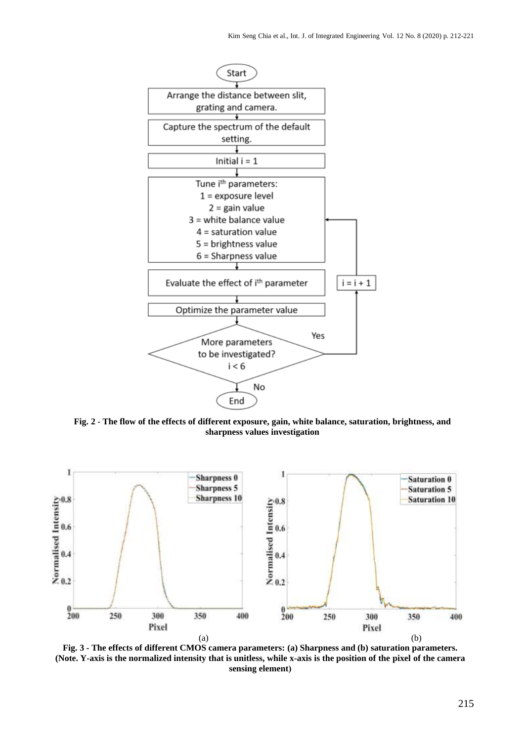Fig. 2 - The flow of the effects of different exposure, gain, white balance, saturation, brightness, and sharpness values investigation

Fig. 3 - The effects of different CMOS camera parameters: (a) Sharpness and (b) saturation parameters. (Note. Y-axis is the normalized intensity that is unitless, while x-axis is the position of the pixel of the camera sensing element)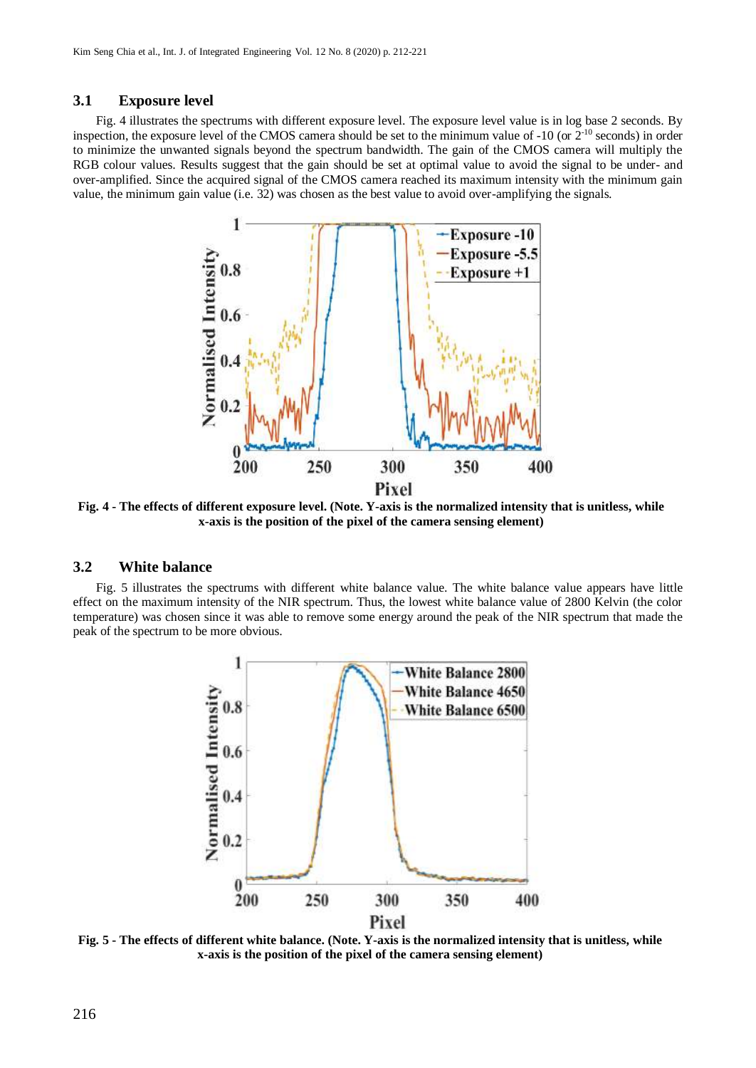### 3.1 Exposure level

Fig. 4 illustrates the spectrums with different exposure level. The exposure level value is in log base 2 seconds. By inspection, the exposure level of the CMOS camera should be set to the minimum value of -10 (or $2^{-10}$ seconds) in order to minimize the unwanted signals beyond the spectrum bandwidth. The gain of the CMOS camera will multiply the RGB colour values. Results suggest that the gain should be set at optimal value to avoid the signal to be under- and over-amplified. Since the acquired signal of the CMOS camera reached its maximum intensity with the minimum gain value, the minimum gain value (i.e. 32) was chosen as the best value to avoid over-amplifying the signals.

**Fig. 4 - The effects of different exposure level. (Note. Y-axis is the normalized intensity that is unitless, while x-axis is the position of the pixel of the camera sensing element)**

### 3.2 White balance

Fig. 5 illustrates the spectrums with different white balance value. The white balance value appears have little effect on the maximum intensity of the NIR spectrum. Thus, the lowest white balance value of 2800 Kelvin (the color temperature) was chosen since it was able to remove some energy around the peak of the NIR spectrum that made the peak of the spectrum to be more obvious.

**Fig. 5 - The effects of different white balance. (Note. Y-axis is the normalized intensity that is unitless, while x-axis is the position of the pixel of the camera sensing element)**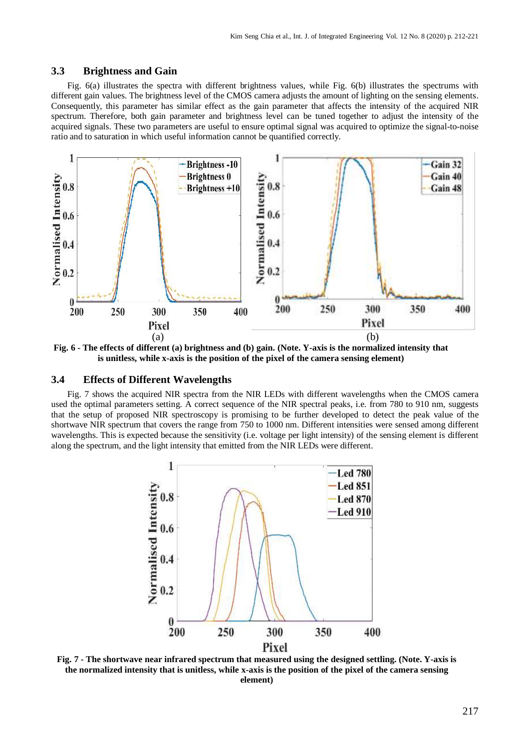### 3.3 Brightness and Gain

Fig. 6(a) illustrates the spectra with different brightness values, while Fig. 6(b) illustrates the spectrums with different gain values. The brightness level of the CMOS camera adjusts the amount of lighting on the sensing elements. Consequently, this parameter has similar effect as the gain parameter that affects the intensity of the acquired NIR spectrum. Therefore, both gain parameter and brightness level can be tuned together to adjust the intensity of the acquired signals. These two parameters are useful to ensure optimal signal was acquired to optimize the signal-to-noise ratio and to saturation in which useful information cannot be quantified correctly.

(a) (b)

**Fig. 6 - The effects of different (a) brightness and (b) gain. (Note. Y-axis is the normalized intensity that is unitless, while x-axis is the position of the pixel of the camera sensing element)**

### 3.4 Effects of Different Wavelengths

Fig. 7 shows the acquired NIR spectra from the NIR LEDs with different wavelengths when the CMOS camera used the optimal parameters setting. A correct sequence of the NIR spectral peaks, i.e. from 780 to 910 nm, suggests that the setup of proposed NIR spectroscopy is promising to be further developed to detect the peak value of the shortwave NIR spectrum that covers the range from 750 to 1000 nm. Different intensities were sensed among different wavelengths. This is expected because the sensitivity (i.e. voltage per light intensity) of the sensing element is different along the spectrum, and the light intensity that emitted from the NIR LEDs were different.

**Fig. 7 - The shortwave near infrared spectrum that measured using the designed settling. (Note. Y-axis is the normalized intensity that is unitless, while x-axis is the position of the pixel of the camera sensing element)**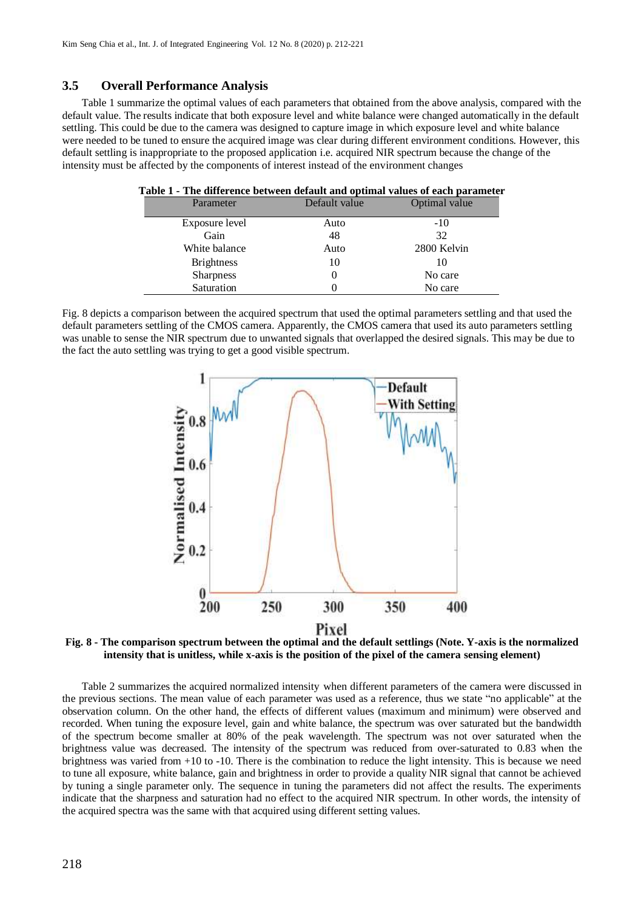### 3.5 Overall Performance Analysis

Table 1 summarize the optimal values of each parameters that obtained from the above analysis, compared with the default value. The results indicate that both exposure level and white balance were changed automatically in the default settling. This could be due to the camera was designed to capture image in which exposure level and white balance were needed to be tuned to ensure the acquired image was clear during different environment conditions. However, this default settling is inappropriate to the proposed application i.e. acquired NIR spectrum because the change of the intensity must be affected by the components of interest instead of the environment changes

**Table 1 - The difference between default and optimal values of each parameter**

| Parameter | Default value | Optimal value |
|---|---|---|
| Exposure level | Auto | -10 |
| Gain | 48 | 32 |
| White balance | Auto | 2800 Kelvin |
| Brightness | 10 | 10 |
| Sharpness | 0 | No care |
| Saturation | 0 | No care |

Fig. 8 depicts a comparison between the acquired spectrum that used the optimal parameters settling and that used the default parameters settling of the CMOS camera. Apparently, the CMOS camera that used its auto parameters settling was unable to sense the NIR spectrum due to unwanted signals that overlapped the desired signals. This may be due to the fact the auto settling was trying to get a good visible spectrum.

**Fig. 8 - The comparison spectrum between the optimal and the default settlings (Note. Y-axis is the normalized intensity that is unitless, while x-axis is the position of the pixel of the camera sensing element)**

Table 2 summarizes the acquired normalized intensity when different parameters of the camera were discussed in the previous sections. The mean value of each parameter was used as a reference, thus we state "no applicable" at the observation column. On the other hand, the effects of different values (maximum and minimum) were observed and recorded. When tuning the exposure level, gain and white balance, the spectrum was over saturated but the bandwidth of the spectrum become smaller at 80% of the peak wavelength. The spectrum was not over saturated when the brightness value was decreased. The intensity of the spectrum was reduced from over-saturated to 0.83 when the brightness was varied from +10 to -10. There is the combination to reduce the light intensity. This is because we need to tune all exposure, white balance, gain and brightness in order to provide a quality NIR signal that cannot be achieved by tuning a single parameter only. The sequence in tuning the parameters did not affect the results. The experiments indicate that the sharpness and saturation had no effect to the acquired NIR spectrum. In other words, the intensity of the acquired spectra was the same with that acquired using different setting values.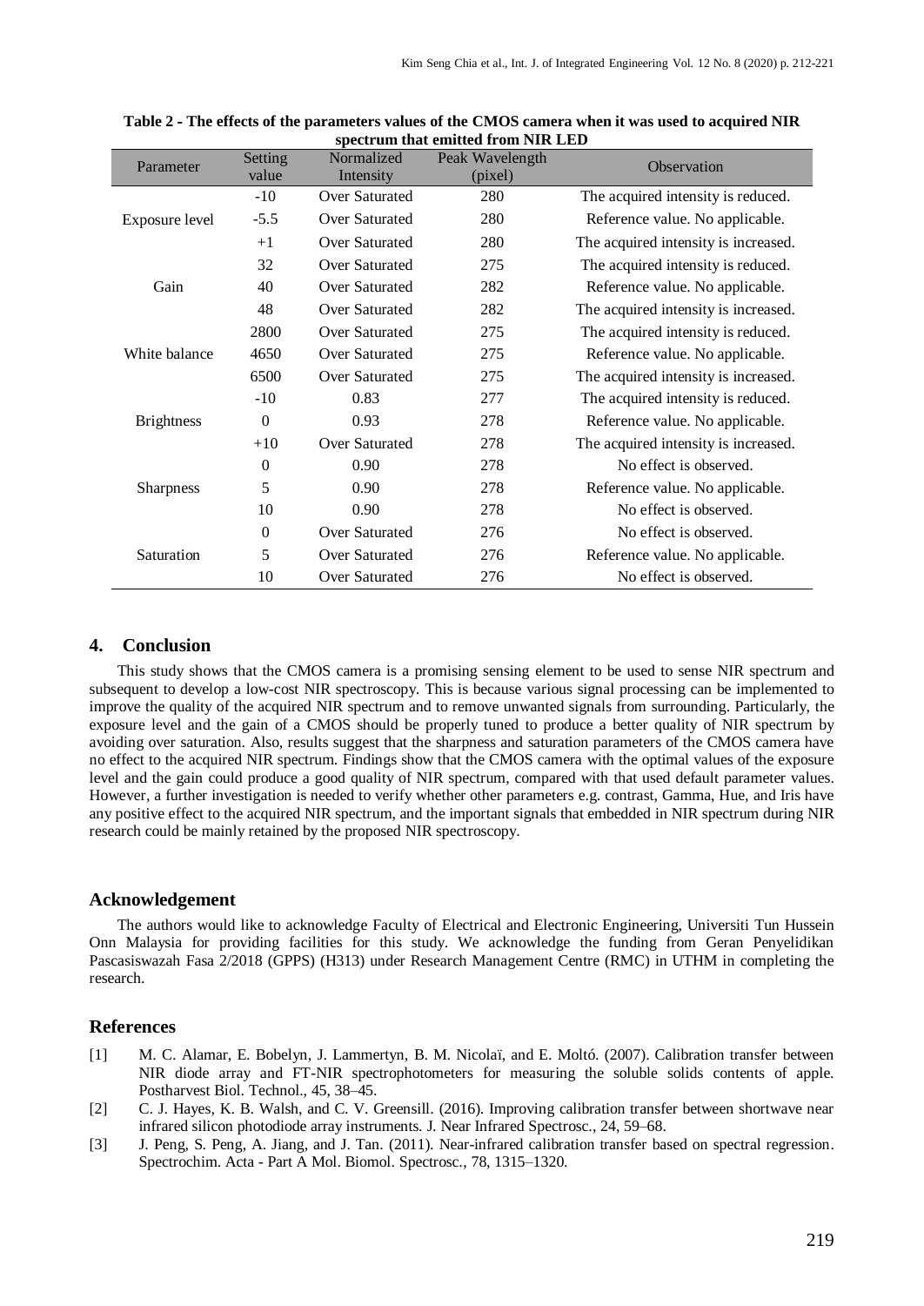**Table 2 - The effects of the parameters values of the CMOS camera when it was used to acquired NIR spectrum that emitted from NIR LED**

| Parameter | Setting value | Normalized Intensity | Peak Wavelength (pixel) | Observation |
|---|---|---|---|---|
| Exposure level | -10 | Over Saturated | 280 | The acquired intensity is reduced. |
| | -5.5 | Over Saturated | 280 | Reference value. No applicable. |
| | +1 | Over Saturated | 280 | The acquired intensity is increased. |
| Gain | 32 | Over Saturated | 275 | The acquired intensity is reduced. |
| | 40 | Over Saturated | 282 | Reference value. No applicable. |
| | 48 | Over Saturated | 282 | The acquired intensity is increased. |
| White balance | 2800 | Over Saturated | 275 | The acquired intensity is reduced. |
| | 4650 | Over Saturated | 275 | Reference value. No applicable. |
| | 6500 | Over Saturated | 275 | The acquired intensity is increased. |
| Brightness | -10 | 0.83 | 277 | The acquired intensity is reduced. |
| | 0 | 0.93 | 278 | Reference value. No applicable. |
| | +10 | Over Saturated | 278 | The acquired intensity is increased. |
| Sharpness | 0 | 0.90 | 278 | No effect is observed. |
| | 5 | 0.90 | 278 | Reference value. No applicable. |
| | 10 | 0.90 | 278 | No effect is observed. |
| Saturation | 0 | Over Saturated | 276 | No effect is observed. |
| | 5 | Over Saturated | 276 | Reference value. No applicable. |
| | 10 | Over Saturated | 276 | No effect is observed. |

## 4. Conclusion

This study shows that the CMOS camera is a promising sensing element to be used to sense NIR spectrum and subsequent to develop a low-cost NIR spectroscopy. This is because various signal processing can be implemented to improve the quality of the acquired NIR spectrum and to remove unwanted signals from surrounding. Particularly, the exposure level and the gain of a CMOS should be properly tuned to produce a better quality of NIR spectrum by avoiding over saturation. Also, results suggest that the sharpness and saturation parameters of the CMOS camera have no effect to the acquired NIR spectrum. Findings show that the CMOS camera with the optimal values of the exposure level and the gain could produce a good quality of NIR spectrum, compared with that used default parameter values. However, a further investigation is needed to verify whether other parameters e.g. contrast, Gamma, Hue, and Iris have any positive effect to the acquired NIR spectrum, and the important signals that embedded in NIR spectrum during NIR research could be mainly retained by the proposed NIR spectroscopy.

## Acknowledgement

The authors would like to acknowledge Faculty of Electrical and Electronic Engineering, Universiti Tun Hussein Onn Malaysia for providing facilities for this study. We acknowledge the funding from Geran Penyelidikan Pascasiswazah Fasa 2/2018 (GPPS) (H313) under Research Management Centre (RMC) in UTHM in completing the research.

## References

[1] M. C. Alamar, E. Bobelyn, J. Lammertyn, B. M. Nicolaï, and E. Moltó. (2007). Calibration transfer between NIR diode array and FT-NIR spectrophotometers for measuring the soluble solids contents of apple. Postharvest Biol. Technol., 45, 38–45.

[2] C. J. Hayes, K. B. Walsh, and C. V. Greensill. (2016). Improving calibration transfer between shortwave near infrared silicon photodiode array instruments. J. Near Infrared Spectrosc., 24, 59–68.

[3] J. Peng, S. Peng, A. Jiang, and J. Tan. (2011). Near-infrared calibration transfer based on spectral regression. Spectrochim. Acta - Part A Mol. Biomol. Spectrosc., 78, 1315–1320.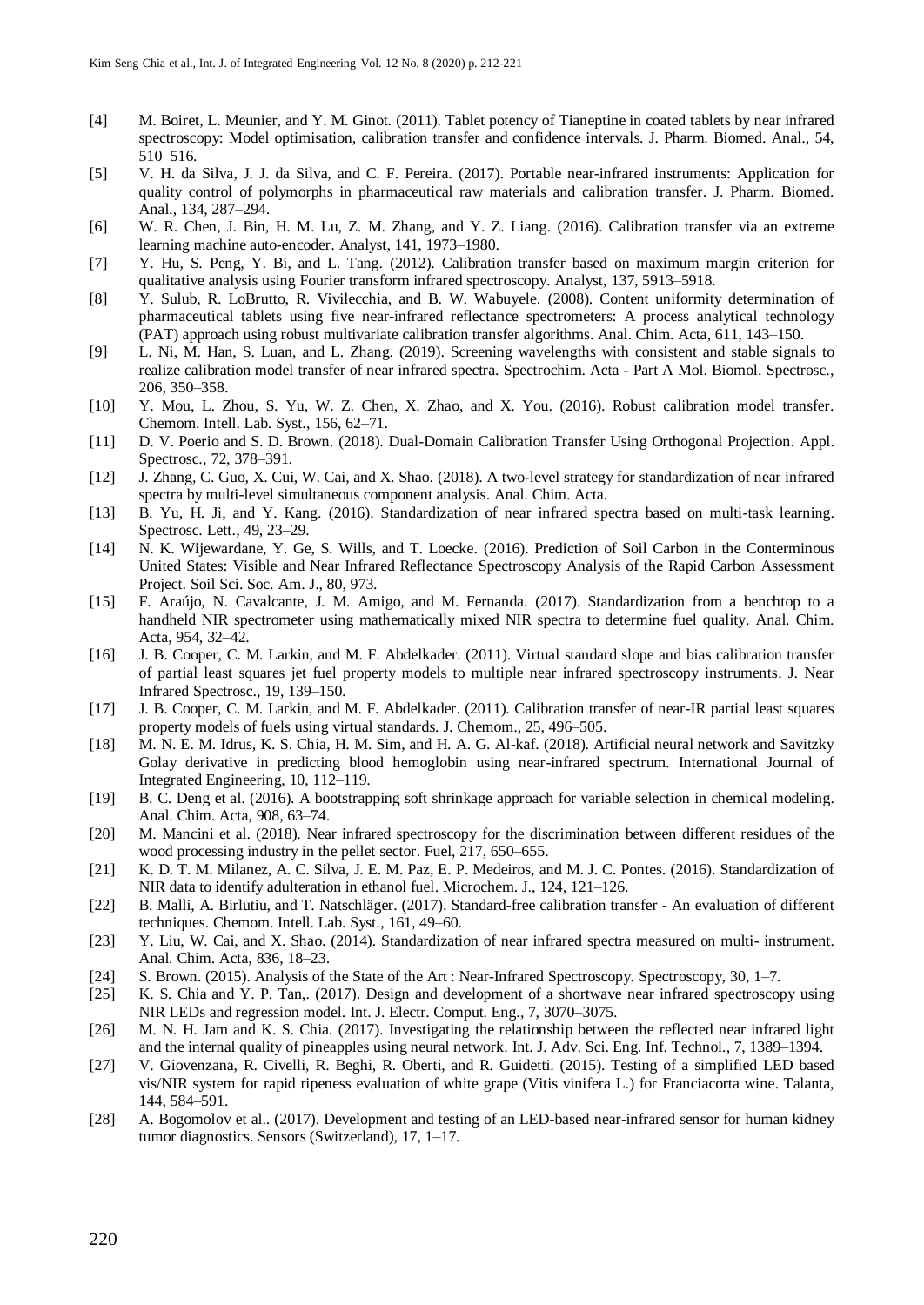[4] M. Boiret, L. Meunier, and Y. M. Ginot. (2011). Tablet potency of Tianeptine in coated tablets by near infrared spectroscopy: Model optimisation, calibration transfer and confidence intervals. J. Pharm. Biomed. Anal., 54, 510–516.

[5] V. H. da Silva, J. J. da Silva, and C. F. Pereira. (2017). Portable near-infrared instruments: Application for quality control of polymorphs in pharmaceutical raw materials and calibration transfer. J. Pharm. Biomed. Anal., 134, 287–294.

[6] W. R. Chen, J. Bin, H. M. Lu, Z. M. Zhang, and Y. Z. Liang. (2016). Calibration transfer via an extreme learning machine auto-encoder. Analyst, 141, 1973–1980.

[7] Y. Hu, S. Peng, Y. Bi, and L. Tang. (2012). Calibration transfer based on maximum margin criterion for qualitative analysis using Fourier transform infrared spectroscopy. Analyst, 137, 5913–5918.

[8] Y. Sulub, R. LoBrutto, R. Vivilecchia, and B. W. Wabuyele. (2008). Content uniformity determination of pharmaceutical tablets using five near-infrared reflectance spectrometers: A process analytical technology (PAT) approach using robust multivariate calibration transfer algorithms. Anal. Chim. Acta, 611, 143–150.

[9] L. Ni, M. Han, S. Luan, and L. Zhang. (2019). Screening wavelengths with consistent and stable signals to realize calibration model transfer of near infrared spectra. Spectrochim. Acta - Part A Mol. Biomol. Spectrosc., 206, 350–358.

[10] Y. Mou, L. Zhou, S. Yu, W. Z. Chen, X. Zhao, and X. You. (2016). Robust calibration model transfer. Chemom. Intell. Lab. Syst., 156, 62–71.

[11] D. V. Poerio and S. D. Brown. (2018). Dual-Domain Calibration Transfer Using Orthogonal Projection. Appl. Spectrosc., 72, 378–391.

[12] J. Zhang, C. Guo, X. Cui, W. Cai, and X. Shao. (2018). A two-level strategy for standardization of near infrared spectra by multi-level simultaneous component analysis. Anal. Chim. Acta.

[13] B. Yu, H. Ji, and Y. Kang. (2016). Standardization of near infrared spectra based on multi-task learning. Spectrosc. Lett., 49, 23–29.

[14] N. K. Wijewardane, Y. Ge, S. Wills, and T. Loecke. (2016). Prediction of Soil Carbon in the Conterminous United States: Visible and Near Infrared Reflectance Spectroscopy Analysis of the Rapid Carbon Assessment Project. Soil Sci. Soc. Am. J., 80, 973.

[15] F. Araújo, N. Cavalcante, J. M. Amigo, and M. Fernanda. (2017). Standardization from a benchtop to a handheld NIR spectrometer using mathematically mixed NIR spectra to determine fuel quality. Anal. Chim. Acta, 954, 32–42.

[16] J. B. Cooper, C. M. Larkin, and M. F. Abdelkader. (2011). Virtual standard slope and bias calibration transfer of partial least squares jet fuel property models to multiple near infrared spectroscopy instruments. J. Near Infrared Spectrosc., 19, 139–150.

[17] J. B. Cooper, C. M. Larkin, and M. F. Abdelkader. (2011). Calibration transfer of near-IR partial least squares property models of fuels using virtual standards. J. Chemom., 25, 496–505.

[18] M. N. E. M. Idrus, K. S. Chia, H. M. Sim, and H. A. G. Al-kaf. (2018). Artificial neural network and Savitzky Golay derivative in predicting blood hemoglobin using near-infrared spectrum. International Journal of Integrated Engineering, 10, 112–119.

[19] B. C. Deng et al. (2016). A bootstrapping soft shrinkage approach for variable selection in chemical modeling. Anal. Chim. Acta, 908, 63–74.

[20] M. Mancini et al. (2018). Near infrared spectroscopy for the discrimination between different residues of the wood processing industry in the pellet sector. Fuel, 217, 650–655.

[21] K. D. T. M. Milanez, A. C. Silva, J. E. M. Paz, E. P. Medeiros, and M. J. C. Pontes. (2016). Standardization of NIR data to identify adulteration in ethanol fuel. Microchem. J., 124, 121–126.

[22] B. Malli, A. Birlutiu, and T. Natschläger. (2017). Standard-free calibration transfer - An evaluation of different techniques. Chemom. Intell. Lab. Syst., 161, 49–60.

[23] Y. Liu, W. Cai, and X. Shao. (2014). Standardization of near infrared spectra measured on multi- instrument. Anal. Chim. Acta, 836, 18–23.

[24] S. Brown. (2015). Analysis of the State of the Art : Near-Infrared Spectroscopy. Spectroscopy, 30, 1–7.

[25] K. S. Chia and Y. P. Tan,. (2017). Design and development of a shortwave near infrared spectroscopy using NIR LEDs and regression model. Int. J. Electr. Comput. Eng., 7, 3070–3075.

[26] M. N. H. Jam and K. S. Chia. (2017). Investigating the relationship between the reflected near infrared light and the internal quality of pineapples using neural network. Int. J. Adv. Sci. Eng. Inf. Technol., 7, 1389–1394.

[27] V. Giovenzana, R. Civelli, R. Beghi, R. Oberti, and R. Guidetti. (2015). Testing of a simplified LED based vis/NIR system for rapid ripeness evaluation of white grape (Vitis vinifera L.) for Franciacorta wine. Talanta, 144, 584–591.

[28] A. Bogomolov et al.. (2017). Development and testing of an LED-based near-infrared sensor for human kidney tumor diagnostics. Sensors (Switzerland), 17, 1–17.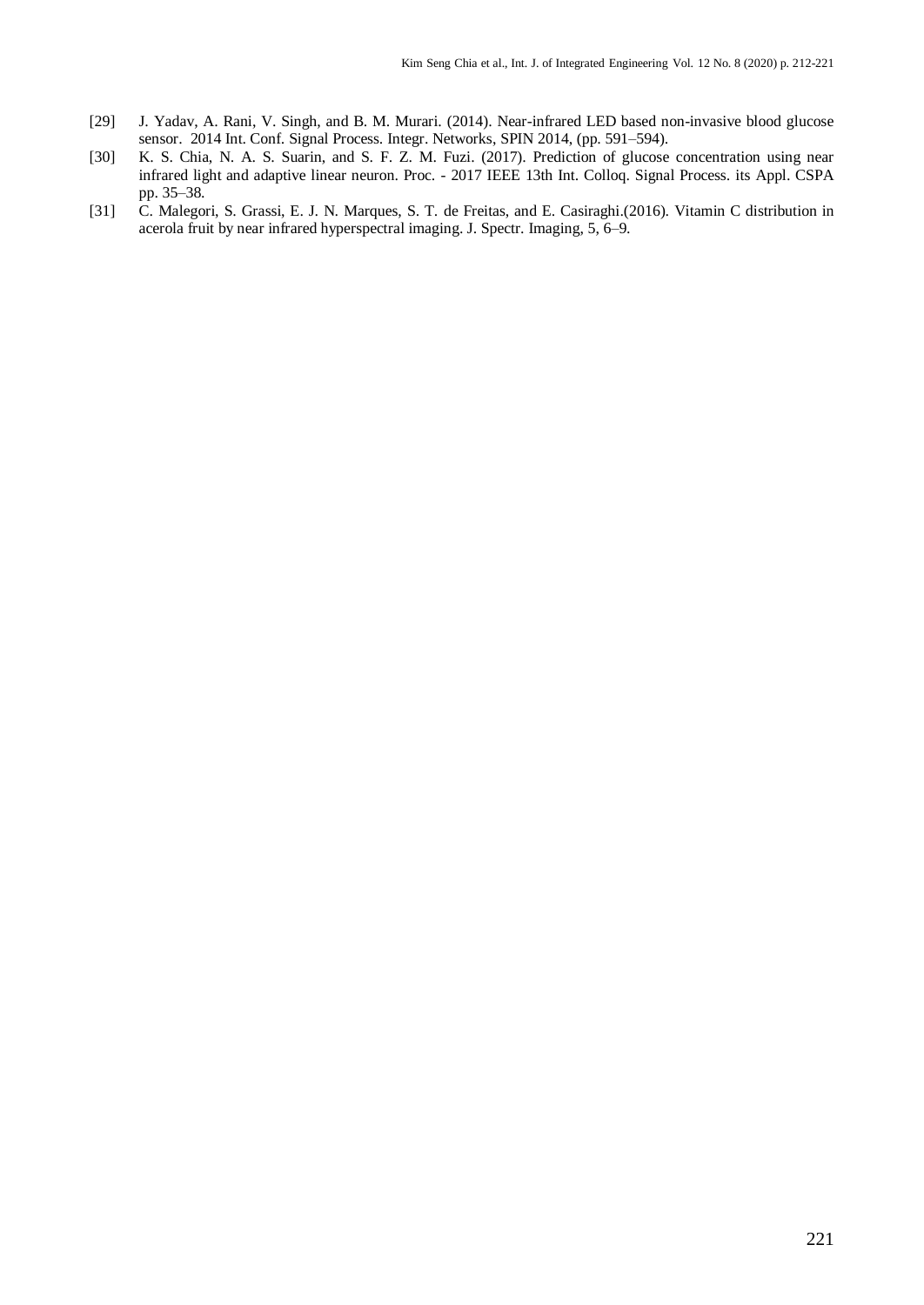[29] J. Yadav, A. Rani, V. Singh, and B. M. Murari. (2014). Near-infrared LED based non-invasive blood glucose sensor. 2014 Int. Conf. Signal Process. Integr. Networks, SPIN 2014, (pp. 591–594).

[30] K. S. Chia, N. A. S. Suarin, and S. F. Z. M. Fuzi. (2017). Prediction of glucose concentration using near infrared light and adaptive linear neuron. Proc. - 2017 IEEE 13th Int. Colloq. Signal Process. its Appl. CSPA pp. 35–38.

[31] C. Malegori, S. Grassi, E. J. N. Marques, S. T. de Freitas, and E. Casiraghi.(2016). Vitamin C distribution in acerola fruit by near infrared hyperspectral imaging. J. Spectr. Imaging, 5, 6–9.